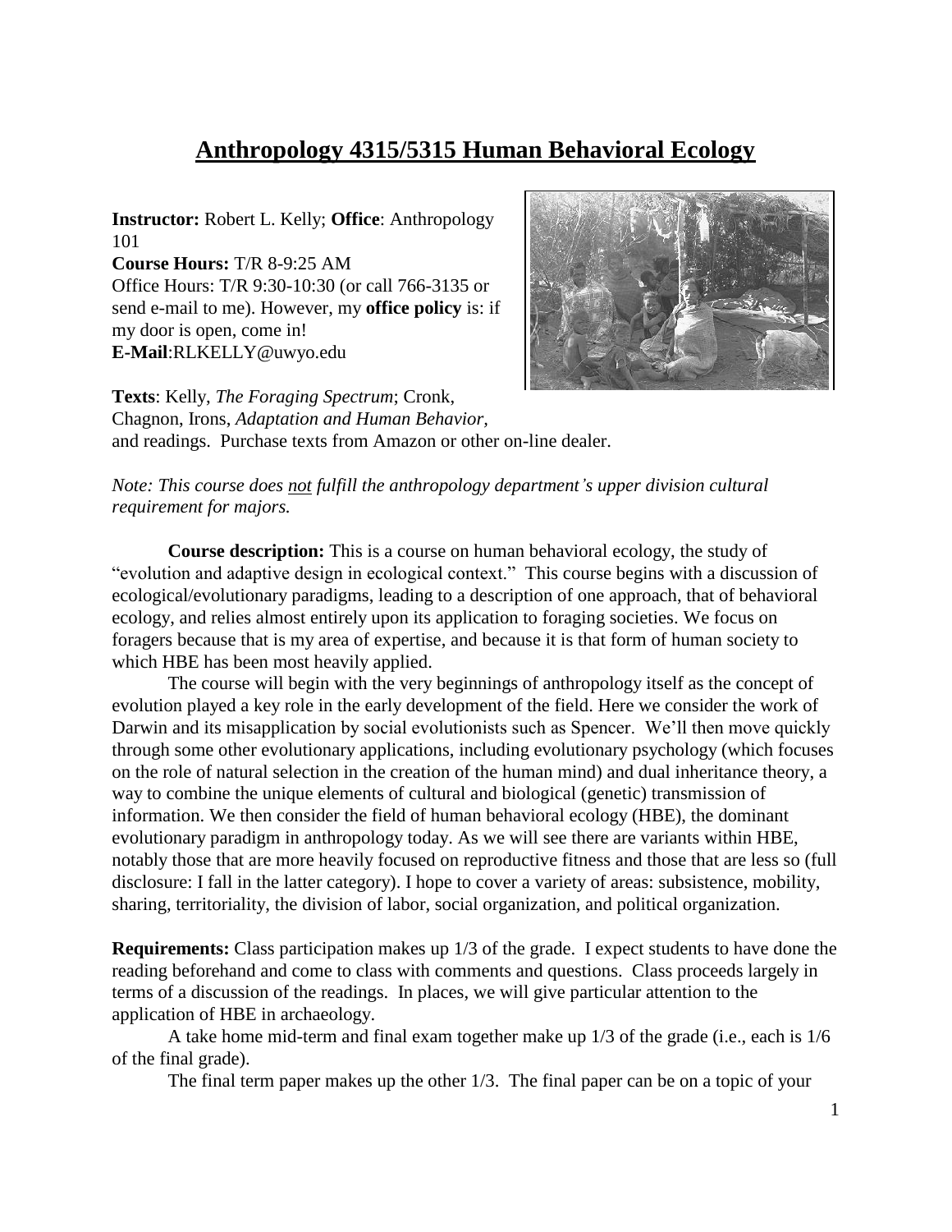# **Anthropology 4315/5315 Human Behavioral Ecology**

**Instructor:** Robert L. Kelly; **Office**: Anthropology 101
**Course Hours:** T/R 8-9:25 AM
Office Hours: T/R 9:30-10:30 (or call 766-3135 or send e-mail to me). However, my **office policy** is: if my door is open, come in!
**E-Mail**:RLKELLY@uwyo.edu

**Texts**: Kelly, *The Foraging Spectrum*; Cronk, Chagnon, Irons, *Adaptation and Human Behavior,* and readings. Purchase texts from Amazon or other on-line dealer.

*Note: This course does not fulfill the anthropology department's upper division cultural requirement for majors.*

**Course description:** This is a course on human behavioral ecology, the study of "evolution and adaptive design in ecological context." This course begins with a discussion of ecological/evolutionary paradigms, leading to a description of one approach, that of behavioral ecology, and relies almost entirely upon its application to foraging societies. We focus on foragers because that is my area of expertise, and because it is that form of human society to which HBE has been most heavily applied.

The course will begin with the very beginnings of anthropology itself as the concept of evolution played a key role in the early development of the field. Here we consider the work of Darwin and its misapplication by social evolutionists such as Spencer. We'll then move quickly through some other evolutionary applications, including evolutionary psychology (which focuses on the role of natural selection in the creation of the human mind) and dual inheritance theory, a way to combine the unique elements of cultural and biological (genetic) transmission of information. We then consider the field of human behavioral ecology (HBE), the dominant evolutionary paradigm in anthropology today. As we will see there are variants within HBE, notably those that are more heavily focused on reproductive fitness and those that are less so (full disclosure: I fall in the latter category). I hope to cover a variety of areas: subsistence, mobility, sharing, territoriality, the division of labor, social organization, and political organization.

**Requirements:** Class participation makes up 1/3 of the grade. I expect students to have done the reading beforehand and come to class with comments and questions. Class proceeds largely in terms of a discussion of the readings. In places, we will give particular attention to the application of HBE in archaeology.

A take home mid-term and final exam together make up 1/3 of the grade (i.e., each is 1/6 of the final grade).

The final term paper makes up the other 1/3. The final paper can be on a topic of your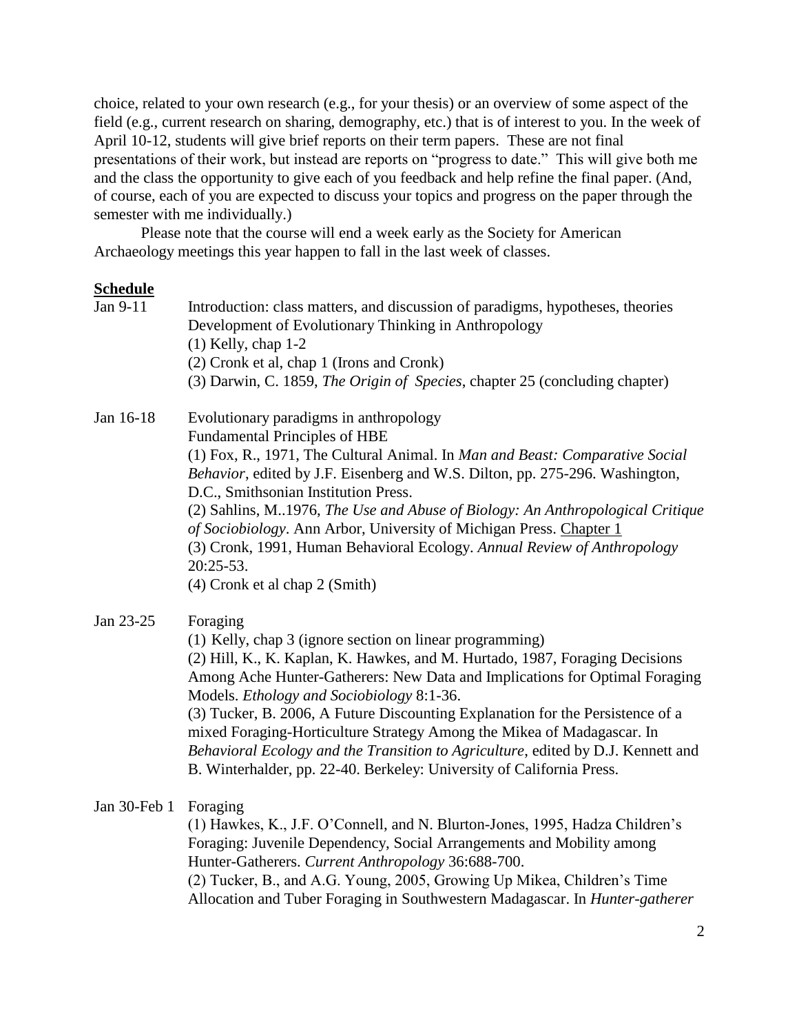choice, related to your own research (e.g., for your thesis) or an overview of some aspect of the field (e.g., current research on sharing, demography, etc.) that is of interest to you. In the week of April 10-12, students will give brief reports on their term papers. These are not final presentations of their work, but instead are reports on "progress to date." This will give both me and the class the opportunity to give each of you feedback and help refine the final paper. (And, of course, each of you are expected to discuss your topics and progress on the paper through the semester with me individually.)

Please note that the course will end a week early as the Society for American Archaeology meetings this year happen to fall in the last week of classes.

**Schedule**

Jan 9-11 — Introduction: class matters, and discussion of paradigms, hypotheses, theories
Development of Evolutionary Thinking in Anthropology
(1) Kelly, chap 1-2
(2) Cronk et al, chap 1 (Irons and Cronk)
(3) Darwin, C. 1859, *The Origin of Species*, chapter 25 (concluding chapter)

Jan 16-18 — Evolutionary paradigms in anthropology
Fundamental Principles of HBE
(1) Fox, R., 1971, The Cultural Animal. In *Man and Beast: Comparative Social Behavior*, edited by J.F. Eisenberg and W.S. Dilton, pp. 275-296. Washington, D.C., Smithsonian Institution Press.
(2) Sahlins, M..1976, *The Use and Abuse of Biology: An Anthropological Critique of Sociobiology*. Ann Arbor, University of Michigan Press. Chapter 1
(3) Cronk, 1991, Human Behavioral Ecology. *Annual Review of Anthropology* 20:25-53.
(4) Cronk et al chap 2 (Smith)

Jan 23-25 — Foraging
(1) Kelly, chap 3 (ignore section on linear programming)
(2) Hill, K., K. Kaplan, K. Hawkes, and M. Hurtado, 1987, Foraging Decisions Among Ache Hunter-Gatherers: New Data and Implications for Optimal Foraging Models. *Ethology and Sociobiology* 8:1-36.
(3) Tucker, B. 2006, A Future Discounting Explanation for the Persistence of a mixed Foraging-Horticulture Strategy Among the Mikea of Madagascar. In *Behavioral Ecology and the Transition to Agriculture*, edited by D.J. Kennett and B. Winterhalder, pp. 22-40. Berkeley: University of California Press.

Jan 30-Feb 1 — Foraging
(1) Hawkes, K., J.F. O'Connell, and N. Blurton-Jones, 1995, Hadza Children's Foraging: Juvenile Dependency, Social Arrangements and Mobility among Hunter-Gatherers. *Current Anthropology* 36:688-700.
(2) Tucker, B., and A.G. Young, 2005, Growing Up Mikea, Children's Time Allocation and Tuber Foraging in Southwestern Madagascar. In *Hunter-gatherer*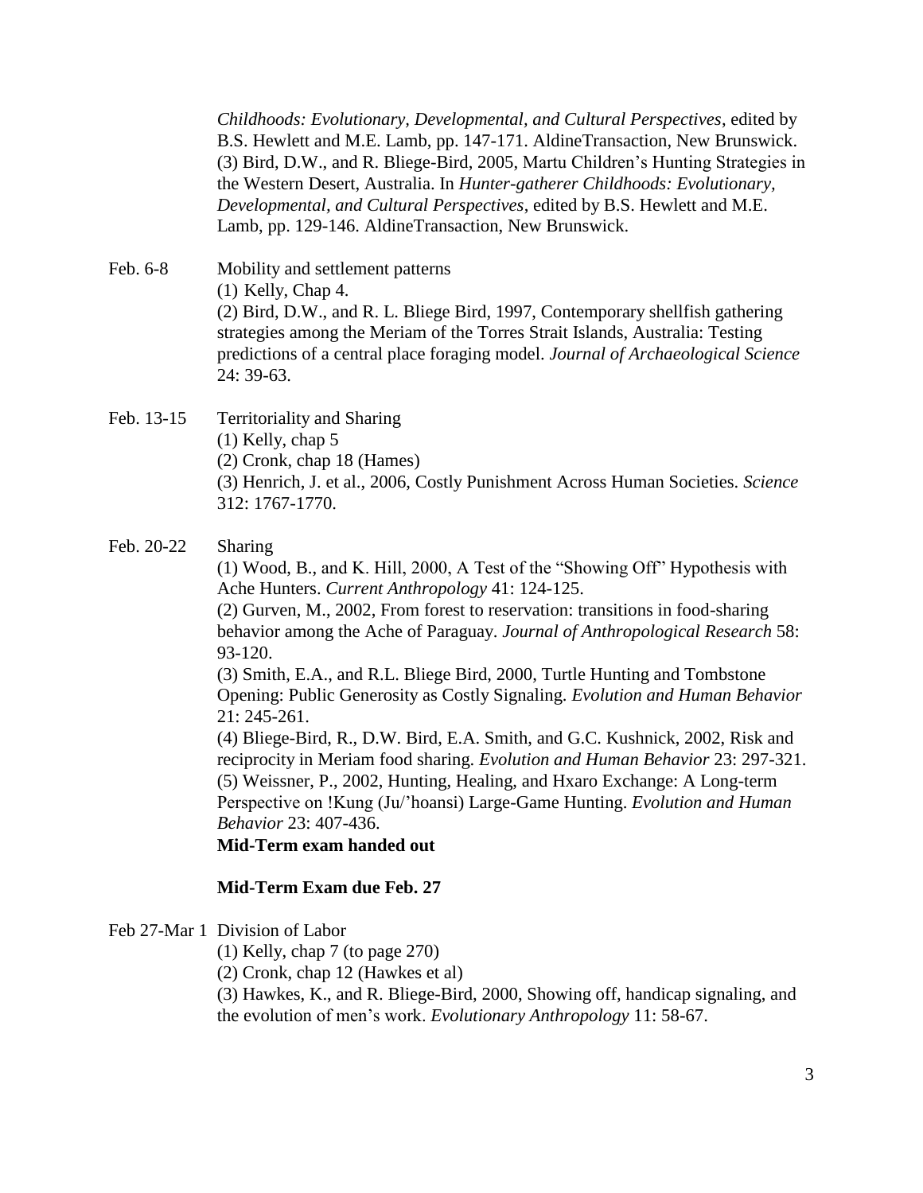*Childhoods: Evolutionary, Developmental, and Cultural Perspectives*, edited by B.S. Hewlett and M.E. Lamb, pp. 147-171. AldineTransaction, New Brunswick.
(3) Bird, D.W., and R. Bliege-Bird, 2005, Martu Children's Hunting Strategies in the Western Desert, Australia. In *Hunter-gatherer Childhoods: Evolutionary, Developmental, and Cultural Perspectives*, edited by B.S. Hewlett and M.E. Lamb, pp. 129-146. AldineTransaction, New Brunswick.

Feb. 6-8 Mobility and settlement patterns
(1) Kelly, Chap 4.
(2) Bird, D.W., and R. L. Bliege Bird, 1997, Contemporary shellfish gathering strategies among the Meriam of the Torres Strait Islands, Australia: Testing predictions of a central place foraging model. *Journal of Archaeological Science* 24: 39-63.

Feb. 13-15 Territoriality and Sharing
(1) Kelly, chap 5
(2) Cronk, chap 18 (Hames)
(3) Henrich, J. et al., 2006, Costly Punishment Across Human Societies. *Science* 312: 1767-1770.

Feb. 20-22 Sharing
(1) Wood, B., and K. Hill, 2000, A Test of the "Showing Off" Hypothesis with Ache Hunters. *Current Anthropology* 41: 124-125.
(2) Gurven, M., 2002, From forest to reservation: transitions in food-sharing behavior among the Ache of Paraguay. *Journal of Anthropological Research* 58: 93-120.
(3) Smith, E.A., and R.L. Bliege Bird, 2000, Turtle Hunting and Tombstone Opening: Public Generosity as Costly Signaling. *Evolution and Human Behavior* 21: 245-261.
(4) Bliege-Bird, R., D.W. Bird, E.A. Smith, and G.C. Kushnick, 2002, Risk and reciprocity in Meriam food sharing. *Evolution and Human Behavior* 23: 297-321.
(5) Weissner, P., 2002, Hunting, Healing, and Hxaro Exchange: A Long-term Perspective on !Kung (Ju/'hoansi) Large-Game Hunting. *Evolution and Human Behavior* 23: 407-436.
**Mid-Term exam handed out**

**Mid-Term Exam due Feb. 27**

Feb 27-Mar 1 Division of Labor
(1) Kelly, chap 7 (to page 270)
(2) Cronk, chap 12 (Hawkes et al)
(3) Hawkes, K., and R. Bliege-Bird, 2000, Showing off, handicap signaling, and the evolution of men's work. *Evolutionary Anthropology* 11: 58-67.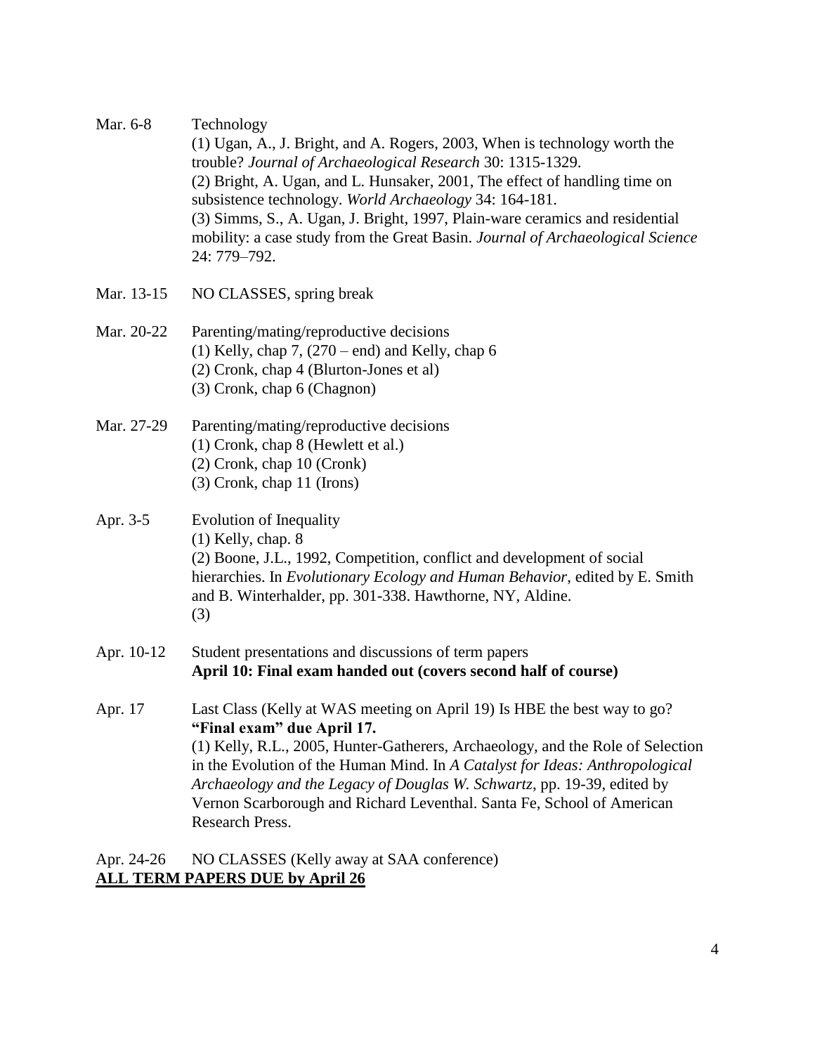Mar. 6-8 Technology
(1) Ugan, A., J. Bright, and A. Rogers, 2003, When is technology worth the trouble? *Journal of Archaeological Research* 30: 1315-1329.
(2) Bright, A. Ugan, and L. Hunsaker, 2001, The effect of handling time on subsistence technology. *World Archaeology* 34: 164-181.
(3) Simms, S., A. Ugan, J. Bright, 1997, Plain-ware ceramics and residential mobility: a case study from the Great Basin. *Journal of Archaeological Science* 24: 779–792.

Mar. 13-15 NO CLASSES, spring break

Mar. 20-22 Parenting/mating/reproductive decisions
(1) Kelly, chap 7, (270 – end) and Kelly, chap 6
(2) Cronk, chap 4 (Blurton-Jones et al)
(3) Cronk, chap 6 (Chagnon)

Mar. 27-29 Parenting/mating/reproductive decisions
(1) Cronk, chap 8 (Hewlett et al.)
(2) Cronk, chap 10 (Cronk)
(3) Cronk, chap 11 (Irons)

Apr. 3-5 Evolution of Inequality
(1) Kelly, chap. 8
(2) Boone, J.L., 1992, Competition, conflict and development of social hierarchies. In *Evolutionary Ecology and Human Behavior*, edited by E. Smith and B. Winterhalder, pp. 301-338. Hawthorne, NY, Aldine.
(3)

Apr. 10-12 Student presentations and discussions of term papers
**April 10: Final exam handed out (covers second half of course)**

Apr. 17 Last Class (Kelly at WAS meeting on April 19) Is HBE the best way to go?
**"Final exam" due April 17.**
(1) Kelly, R.L., 2005, Hunter-Gatherers, Archaeology, and the Role of Selection in the Evolution of the Human Mind. In *A Catalyst for Ideas: Anthropological Archaeology and the Legacy of Douglas W. Schwartz*, pp. 19-39, edited by Vernon Scarborough and Richard Leventhal. Santa Fe, School of American Research Press.

Apr. 24-26 NO CLASSES (Kelly away at SAA conference)
**ALL TERM PAPERS DUE by April 26**